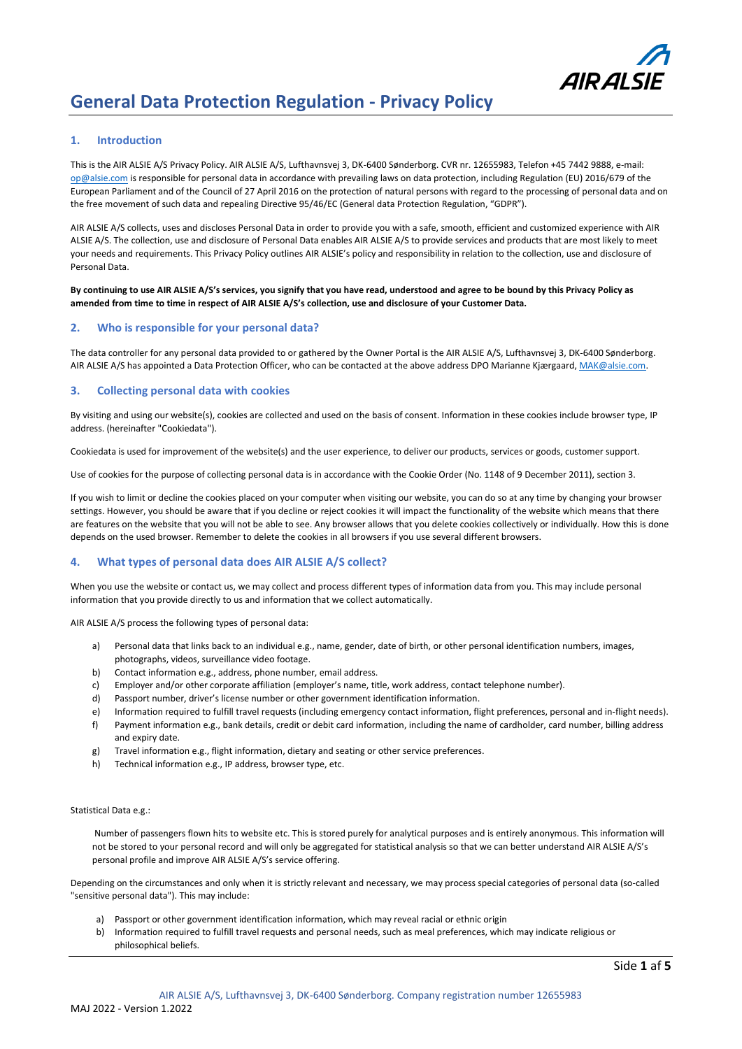# General Data Protection Regulation - Privacy Policy

## 1. Introduction

This is the AIR ALSIE A/S Privacy Policy. AIR ALSIE A/S, Lufthavnsvej 3, DK-6400 Sønderborg. CVR nr. 12655983, Telefon +45 7442 9888, e-mail: op@alsie.com is responsible for personal data in accordance with prevailing laws on data protection, including Regulation (EU) 2016/679 of the European Parliament and of the Council of 27 April 2016 on the protection of natural persons with regard to the processing of personal data and on the free movement of such data and repealing Directive 95/46/EC (General data Protection Regulation, "GDPR").

AIR ALSIE A/S collects, uses and discloses Personal Data in order to provide you with a safe, smooth, efficient and customized experience with AIR ALSIE A/S. The collection, use and disclosure of Personal Data enables AIR ALSIE A/S to provide services and products that are most likely to meet your needs and requirements. This Privacy Policy outlines AIR ALSIE's policy and responsibility in relation to the collection, use and disclosure of Personal Data.

**By continuing to use AIR ALSIE A/S's services, you signify that you have read, understood and agree to be bound by this Privacy Policy as amended from time to time in respect of AIR ALSIE A/S's collection, use and disclosure of your Customer Data.**

## 2. Who is responsible for your personal data?

The data controller for any personal data provided to or gathered by the Owner Portal is the AIR ALSIE A/S, Lufthavnsvej 3, DK-6400 Sønderborg. AIR ALSIE A/S has appointed a Data Protection Officer, who can be contacted at the above address DPO Marianne Kjærgaard, MAK@alsie.com.

## 3. Collecting personal data with cookies

By visiting and using our website(s), cookies are collected and used on the basis of consent. Information in these cookies include browser type, IP address. (hereinafter "Cookiedata").

Cookiedata is used for improvement of the website(s) and the user experience, to deliver our products, services or goods, customer support.

Use of cookies for the purpose of collecting personal data is in accordance with the Cookie Order (No. 1148 of 9 December 2011), section 3.

If you wish to limit or decline the cookies placed on your computer when visiting our website, you can do so at any time by changing your browser settings. However, you should be aware that if you decline or reject cookies it will impact the functionality of the website which means that there are features on the website that you will not be able to see. Any browser allows that you delete cookies collectively or individually. How this is done depends on the used browser. Remember to delete the cookies in all browsers if you use several different browsers.

## 4. What types of personal data does AIR ALSIE A/S collect?

When you use the website or contact us, we may collect and process different types of information data from you. This may include personal information that you provide directly to us and information that we collect automatically.

AIR ALSIE A/S process the following types of personal data:

a) Personal data that links back to an individual e.g., name, gender, date of birth, or other personal identification numbers, images, photographs, videos, surveillance video footage.
b) Contact information e.g., address, phone number, email address.
c) Employer and/or other corporate affiliation (employer's name, title, work address, contact telephone number).
d) Passport number, driver's license number or other government identification information.
e) Information required to fulfill travel requests (including emergency contact information, flight preferences, personal and in-flight needs).
f) Payment information e.g., bank details, credit or debit card information, including the name of cardholder, card number, billing address and expiry date.
g) Travel information e.g., flight information, dietary and seating or other service preferences.
h) Technical information e.g., IP address, browser type, etc.

Statistical Data e.g.:

Number of passengers flown hits to website etc. This is stored purely for analytical purposes and is entirely anonymous. This information will not be stored to your personal record and will only be aggregated for statistical analysis so that we can better understand AIR ALSIE A/S's personal profile and improve AIR ALSIE A/S's service offering.

Depending on the circumstances and only when it is strictly relevant and necessary, we may process special categories of personal data (so-called "sensitive personal data"). This may include:

a) Passport or other government identification information, which may reveal racial or ethnic origin
b) Information required to fulfill travel requests and personal needs, such as meal preferences, which may indicate religious or philosophical beliefs.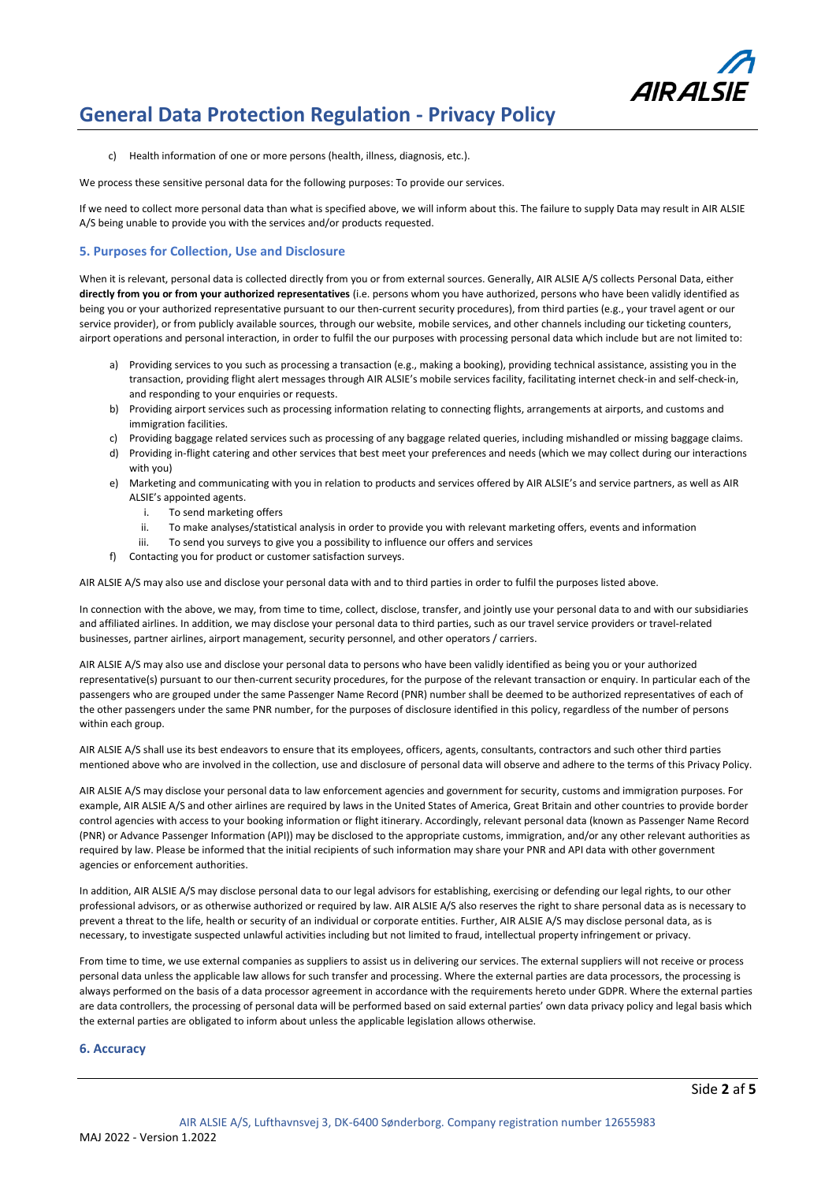c) Health information of one or more persons (health, illness, diagnosis, etc.).

We process these sensitive personal data for the following purposes: To provide our services.

If we need to collect more personal data than what is specified above, we will inform about this. The failure to supply Data may result in AIR ALSIE A/S being unable to provide you with the services and/or products requested.

## 5. Purposes for Collection, Use and Disclosure

When it is relevant, personal data is collected directly from you or from external sources. Generally, AIR ALSIE A/S collects Personal Data, either **directly from you or from your authorized representatives** (i.e. persons whom you have authorized, persons who have been validly identified as being you or your authorized representative pursuant to our then-current security procedures), from third parties (e.g., your travel agent or our service provider), or from publicly available sources, through our website, mobile services, and other channels including our ticketing counters, airport operations and personal interaction, in order to fulfil the our purposes with processing personal data which include but are not limited to:

a) Providing services to you such as processing a transaction (e.g., making a booking), providing technical assistance, assisting you in the transaction, providing flight alert messages through AIR ALSIE's mobile services facility, facilitating internet check-in and self-check-in, and responding to your enquiries or requests.
b) Providing airport services such as processing information relating to connecting flights, arrangements at airports, and customs and immigration facilities.
c) Providing baggage related services such as processing of any baggage related queries, including mishandled or missing baggage claims.
d) Providing in-flight catering and other services that best meet your preferences and needs (which we may collect during our interactions with you)
e) Marketing and communicating with you in relation to products and services offered by AIR ALSIE's and service partners, as well as AIR ALSIE's appointed agents.
    i. To send marketing offers
    ii. To make analyses/statistical analysis in order to provide you with relevant marketing offers, events and information
    iii. To send you surveys to give you a possibility to influence our offers and services
f) Contacting you for product or customer satisfaction surveys.

AIR ALSIE A/S may also use and disclose your personal data with and to third parties in order to fulfil the purposes listed above.

In connection with the above, we may, from time to time, collect, disclose, transfer, and jointly use your personal data to and with our subsidiaries and affiliated airlines. In addition, we may disclose your personal data to third parties, such as our travel service providers or travel-related businesses, partner airlines, airport management, security personnel, and other operators / carriers.

AIR ALSIE A/S may also use and disclose your personal data to persons who have been validly identified as being you or your authorized representative(s) pursuant to our then-current security procedures, for the purpose of the relevant transaction or enquiry. In particular each of the passengers who are grouped under the same Passenger Name Record (PNR) number shall be deemed to be authorized representatives of each of the other passengers under the same PNR number, for the purposes of disclosure identified in this policy, regardless of the number of persons within each group.

AIR ALSIE A/S shall use its best endeavors to ensure that its employees, officers, agents, consultants, contractors and such other third parties mentioned above who are involved in the collection, use and disclosure of personal data will observe and adhere to the terms of this Privacy Policy.

AIR ALSIE A/S may disclose your personal data to law enforcement agencies and government for security, customs and immigration purposes. For example, AIR ALSIE A/S and other airlines are required by laws in the United States of America, Great Britain and other countries to provide border control agencies with access to your booking information or flight itinerary. Accordingly, relevant personal data (known as Passenger Name Record (PNR) or Advance Passenger Information (API)) may be disclosed to the appropriate customs, immigration, and/or any other relevant authorities as required by law. Please be informed that the initial recipients of such information may share your PNR and API data with other government agencies or enforcement authorities.

In addition, AIR ALSIE A/S may disclose personal data to our legal advisors for establishing, exercising or defending our legal rights, to our other professional advisors, or as otherwise authorized or required by law. AIR ALSIE A/S also reserves the right to share personal data as is necessary to prevent a threat to the life, health or security of an individual or corporate entities. Further, AIR ALSIE A/S may disclose personal data, as is necessary, to investigate suspected unlawful activities including but not limited to fraud, intellectual property infringement or privacy.

From time to time, we use external companies as suppliers to assist us in delivering our services. The external suppliers will not receive or process personal data unless the applicable law allows for such transfer and processing. Where the external parties are data processors, the processing is always performed on the basis of a data processor agreement in accordance with the requirements hereto under GDPR. Where the external parties are data controllers, the processing of personal data will be performed based on said external parties' own data privacy policy and legal basis which the external parties are obligated to inform about unless the applicable legislation allows otherwise.

## 6. Accuracy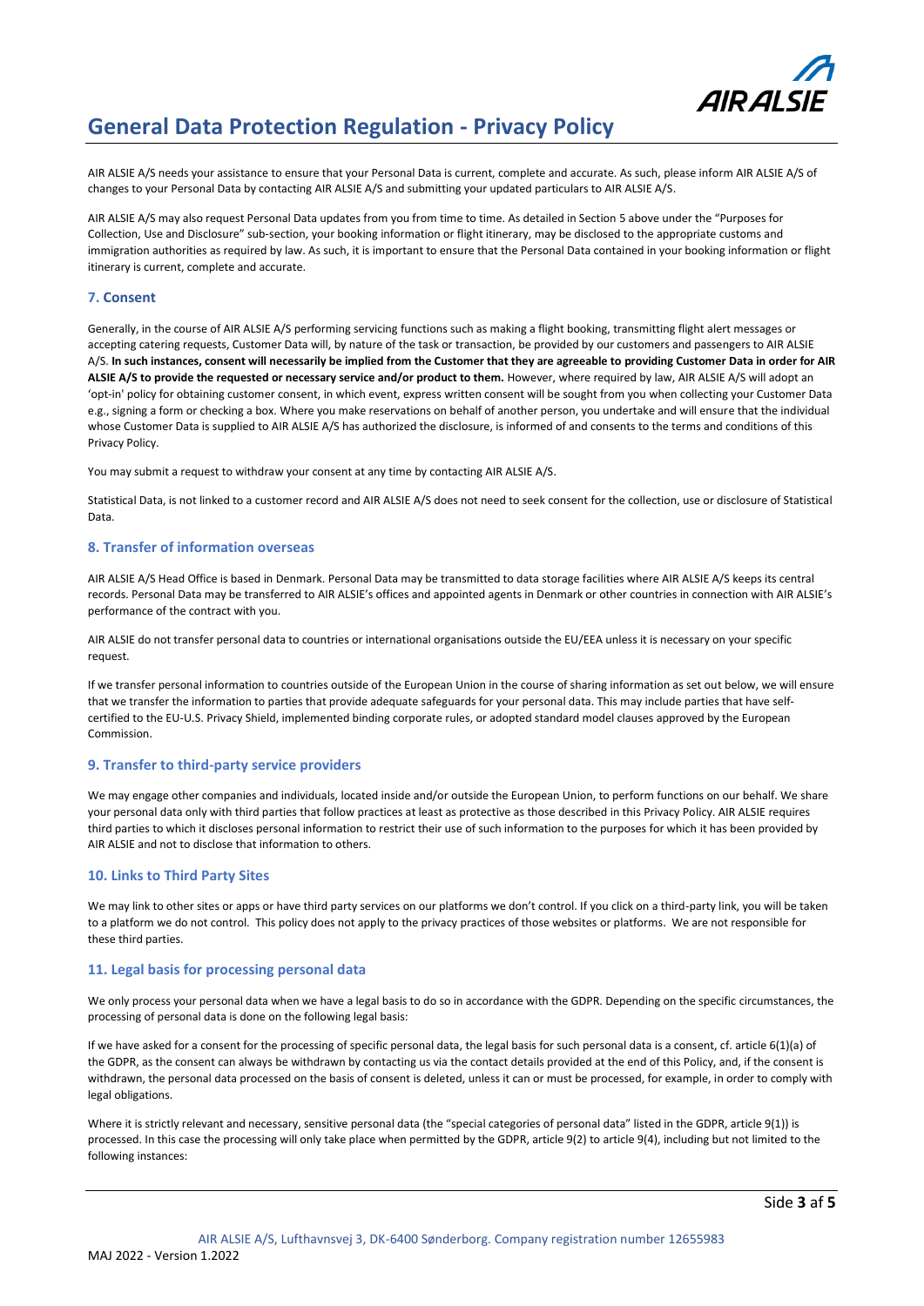AIR ALSIE A/S needs your assistance to ensure that your Personal Data is current, complete and accurate. As such, please inform AIR ALSIE A/S of changes to your Personal Data by contacting AIR ALSIE A/S and submitting your updated particulars to AIR ALSIE A/S.

AIR ALSIE A/S may also request Personal Data updates from you from time to time. As detailed in Section 5 above under the "Purposes for Collection, Use and Disclosure" sub-section, your booking information or flight itinerary, may be disclosed to the appropriate customs and immigration authorities as required by law. As such, it is important to ensure that the Personal Data contained in your booking information or flight itinerary is current, complete and accurate.

## 7. Consent

Generally, in the course of AIR ALSIE A/S performing servicing functions such as making a flight booking, transmitting flight alert messages or accepting catering requests, Customer Data will, by nature of the task or transaction, be provided by our customers and passengers to AIR ALSIE A/S. **In such instances, consent will necessarily be implied from the Customer that they are agreeable to providing Customer Data in order for AIR ALSIE A/S to provide the requested or necessary service and/or product to them.** However, where required by law, AIR ALSIE A/S will adopt an 'opt-in' policy for obtaining customer consent, in which event, express written consent will be sought from you when collecting your Customer Data e.g., signing a form or checking a box. Where you make reservations on behalf of another person, you undertake and will ensure that the individual whose Customer Data is supplied to AIR ALSIE A/S has authorized the disclosure, is informed of and consents to the terms and conditions of this Privacy Policy.

You may submit a request to withdraw your consent at any time by contacting AIR ALSIE A/S.

Statistical Data, is not linked to a customer record and AIR ALSIE A/S does not need to seek consent for the collection, use or disclosure of Statistical Data.

## 8. Transfer of information overseas

AIR ALSIE A/S Head Office is based in Denmark. Personal Data may be transmitted to data storage facilities where AIR ALSIE A/S keeps its central records. Personal Data may be transferred to AIR ALSIE's offices and appointed agents in Denmark or other countries in connection with AIR ALSIE's performance of the contract with you.

AIR ALSIE do not transfer personal data to countries or international organisations outside the EU/EEA unless it is necessary on your specific request.

If we transfer personal information to countries outside of the European Union in the course of sharing information as set out below, we will ensure that we transfer the information to parties that provide adequate safeguards for your personal data. This may include parties that have self-certified to the EU-U.S. Privacy Shield, implemented binding corporate rules, or adopted standard model clauses approved by the European Commission.

## 9. Transfer to third-party service providers

We may engage other companies and individuals, located inside and/or outside the European Union, to perform functions on our behalf. We share your personal data only with third parties that follow practices at least as protective as those described in this Privacy Policy. AIR ALSIE requires third parties to which it discloses personal information to restrict their use of such information to the purposes for which it has been provided by AIR ALSIE and not to disclose that information to others.

## 10. Links to Third Party Sites

We may link to other sites or apps or have third party services on our platforms we don't control. If you click on a third-party link, you will be taken to a platform we do not control. This policy does not apply to the privacy practices of those websites or platforms. We are not responsible for these third parties.

## 11. Legal basis for processing personal data

We only process your personal data when we have a legal basis to do so in accordance with the GDPR. Depending on the specific circumstances, the processing of personal data is done on the following legal basis:

If we have asked for a consent for the processing of specific personal data, the legal basis for such personal data is a consent, cf. article 6(1)(a) of the GDPR, as the consent can always be withdrawn by contacting us via the contact details provided at the end of this Policy, and, if the consent is withdrawn, the personal data processed on the basis of consent is deleted, unless it can or must be processed, for example, in order to comply with legal obligations.

Where it is strictly relevant and necessary, sensitive personal data (the "special categories of personal data" listed in the GDPR, article 9(1)) is processed. In this case the processing will only take place when permitted by the GDPR, article 9(2) to article 9(4), including but not limited to the following instances: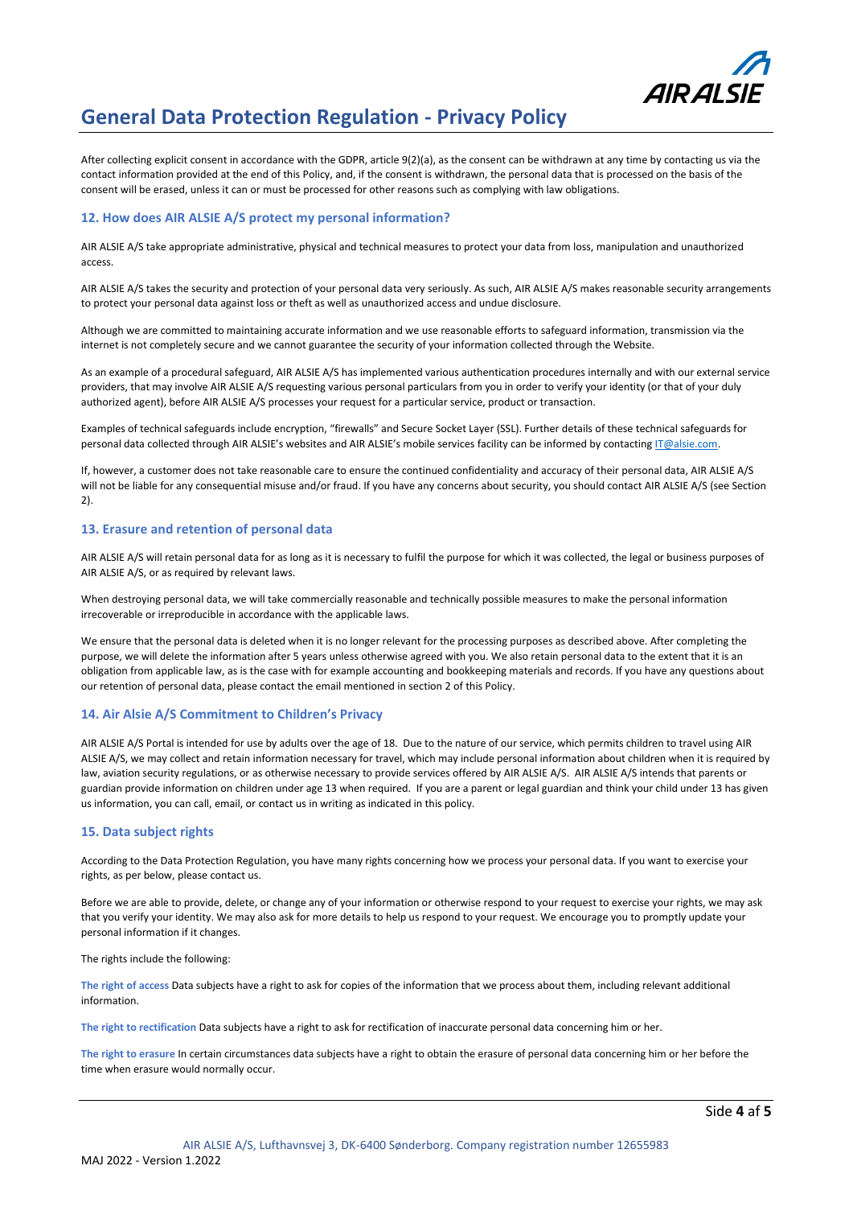After collecting explicit consent in accordance with the GDPR, article 9(2)(a), as the consent can be withdrawn at any time by contacting us via the contact information provided at the end of this Policy, and, if the consent is withdrawn, the personal data that is processed on the basis of the consent will be erased, unless it can or must be processed for other reasons such as complying with law obligations.

## 12. How does AIR ALSIE A/S protect my personal information?

AIR ALSIE A/S take appropriate administrative, physical and technical measures to protect your data from loss, manipulation and unauthorized access.

AIR ALSIE A/S takes the security and protection of your personal data very seriously. As such, AIR ALSIE A/S makes reasonable security arrangements to protect your personal data against loss or theft as well as unauthorized access and undue disclosure.

Although we are committed to maintaining accurate information and we use reasonable efforts to safeguard information, transmission via the internet is not completely secure and we cannot guarantee the security of your information collected through the Website.

As an example of a procedural safeguard, AIR ALSIE A/S has implemented various authentication procedures internally and with our external service providers, that may involve AIR ALSIE A/S requesting various personal particulars from you in order to verify your identity (or that of your duly authorized agent), before AIR ALSIE A/S processes your request for a particular service, product or transaction.

Examples of technical safeguards include encryption, "firewalls" and Secure Socket Layer (SSL). Further details of these technical safeguards for personal data collected through AIR ALSIE's websites and AIR ALSIE's mobile services facility can be informed by contacting IT@alsie.com.

If, however, a customer does not take reasonable care to ensure the continued confidentiality and accuracy of their personal data, AIR ALSIE A/S will not be liable for any consequential misuse and/or fraud. If you have any concerns about security, you should contact AIR ALSIE A/S (see Section 2).

## 13. Erasure and retention of personal data

AIR ALSIE A/S will retain personal data for as long as it is necessary to fulfil the purpose for which it was collected, the legal or business purposes of AIR ALSIE A/S, or as required by relevant laws.

When destroying personal data, we will take commercially reasonable and technically possible measures to make the personal information irrecoverable or irreproducible in accordance with the applicable laws.

We ensure that the personal data is deleted when it is no longer relevant for the processing purposes as described above. After completing the purpose, we will delete the information after 5 years unless otherwise agreed with you. We also retain personal data to the extent that it is an obligation from applicable law, as is the case with for example accounting and bookkeeping materials and records. If you have any questions about our retention of personal data, please contact the email mentioned in section 2 of this Policy.

## 14. Air Alsie A/S Commitment to Children's Privacy

AIR ALSIE A/S Portal is intended for use by adults over the age of 18. Due to the nature of our service, which permits children to travel using AIR ALSIE A/S, we may collect and retain information necessary for travel, which may include personal information about children when it is required by law, aviation security regulations, or as otherwise necessary to provide services offered by AIR ALSIE A/S. AIR ALSIE A/S intends that parents or guardian provide information on children under age 13 when required. If you are a parent or legal guardian and think your child under 13 has given us information, you can call, email, or contact us in writing as indicated in this policy.

## 15. Data subject rights

According to the Data Protection Regulation, you have many rights concerning how we process your personal data. If you want to exercise your rights, as per below, please contact us.

Before we are able to provide, delete, or change any of your information or otherwise respond to your request to exercise your rights, we may ask that you verify your identity. We may also ask for more details to help us respond to your request. We encourage you to promptly update your personal information if it changes.

The rights include the following:

**The right of access** Data subjects have a right to ask for copies of the information that we process about them, including relevant additional information.

**The right to rectification** Data subjects have a right to ask for rectification of inaccurate personal data concerning him or her.

**The right to erasure** In certain circumstances data subjects have a right to obtain the erasure of personal data concerning him or her before the time when erasure would normally occur.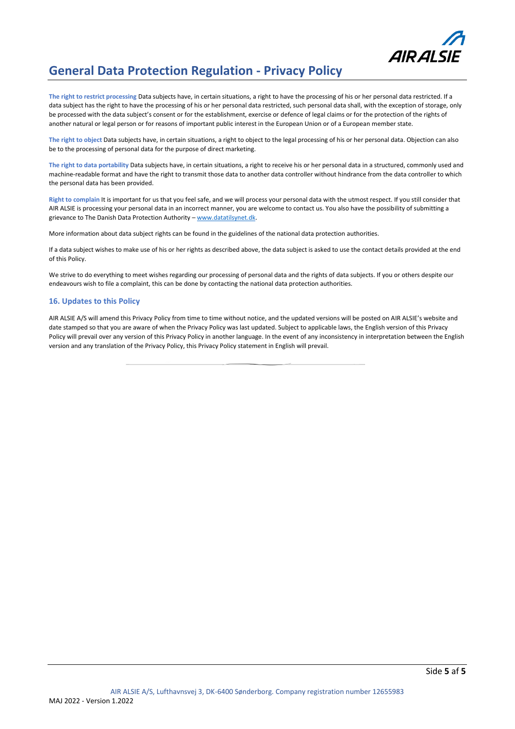**The right to restrict processing** Data subjects have, in certain situations, a right to have the processing of his or her personal data restricted. If a data subject has the right to have the processing of his or her personal data restricted, such personal data shall, with the exception of storage, only be processed with the data subject's consent or for the establishment, exercise or defence of legal claims or for the protection of the rights of another natural or legal person or for reasons of important public interest in the European Union or of a European member state.

**The right to object** Data subjects have, in certain situations, a right to object to the legal processing of his or her personal data. Objection can also be to the processing of personal data for the purpose of direct marketing.

**The right to data portability** Data subjects have, in certain situations, a right to receive his or her personal data in a structured, commonly used and machine-readable format and have the right to transmit those data to another data controller without hindrance from the data controller to which the personal data has been provided.

**Right to complain** It is important for us that you feel safe, and we will process your personal data with the utmost respect. If you still consider that AIR ALSIE is processing your personal data in an incorrect manner, you are welcome to contact us. You also have the possibility of submitting a grievance to The Danish Data Protection Authority – [www.datatilsynet.dk](http://www.datatilsynet.dk).

More information about data subject rights can be found in the guidelines of the national data protection authorities.

If a data subject wishes to make use of his or her rights as described above, the data subject is asked to use the contact details provided at the end of this Policy.

We strive to do everything to meet wishes regarding our processing of personal data and the rights of data subjects. If you or others despite our endeavours wish to file a complaint, this can be done by contacting the national data protection authorities.

### 16. Updates to this Policy

AIR ALSIE A/S will amend this Privacy Policy from time to time without notice, and the updated versions will be posted on AIR ALSIE's website and date stamped so that you are aware of when the Privacy Policy was last updated. Subject to applicable laws, the English version of this Privacy Policy will prevail over any version of this Privacy Policy in another language. In the event of any inconsistency in interpretation between the English version and any translation of the Privacy Policy, this Privacy Policy statement in English will prevail.